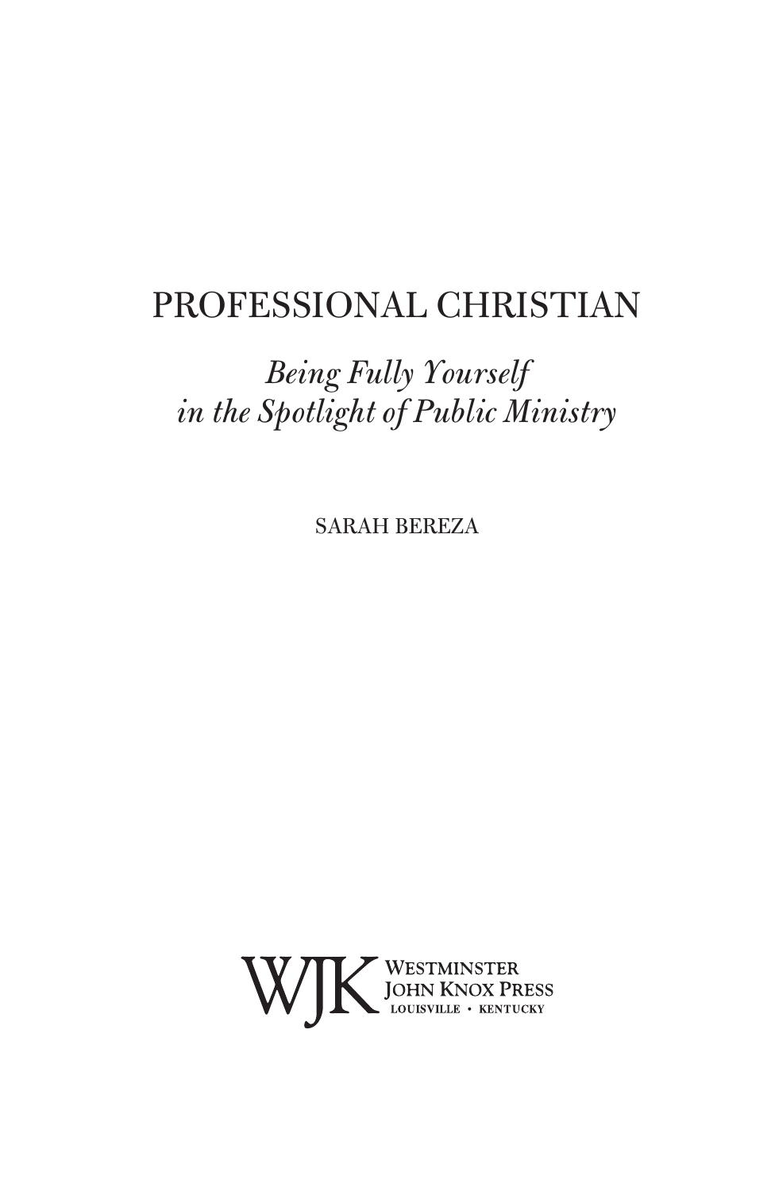# PROFESSIONAL CHRISTIAN

*Being Fully Yourself in the Spotlight of Public Ministry*

SARAH BEREZA

WJK WESTMINSTER JOHN KNOX PRESS
LOUISVILLE • KENTUCKY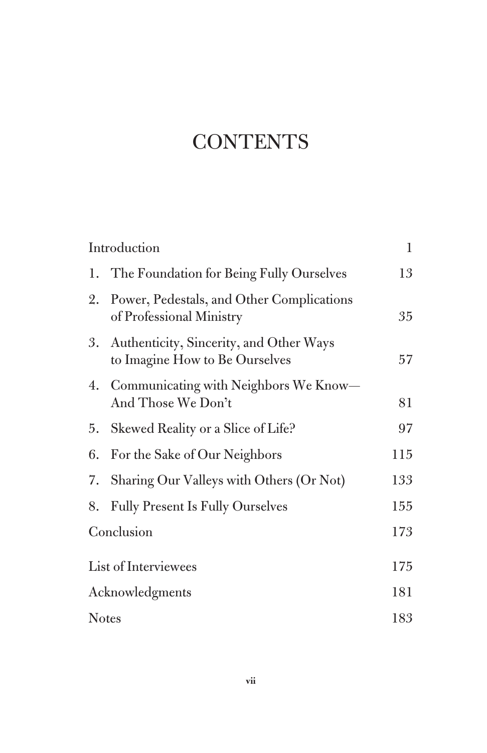# CONTENTS

| | |
|---|---|
| Introduction | 1 |
| 1. The Foundation for Being Fully Ourselves | 13 |
| 2. Power, Pedestals, and Other Complications of Professional Ministry | 35 |
| 3. Authenticity, Sincerity, and Other Ways to Imagine How to Be Ourselves | 57 |
| 4. Communicating with Neighbors We Know—And Those We Don't | 81 |
| 5. Skewed Reality or a Slice of Life? | 97 |
| 6. For the Sake of Our Neighbors | 115 |
| 7. Sharing Our Valleys with Others (Or Not) | 133 |
| 8. Fully Present Is Fully Ourselves | 155 |
| Conclusion | 173 |
| List of Interviewees | 175 |
| Acknowledgments | 181 |
| Notes | 183 |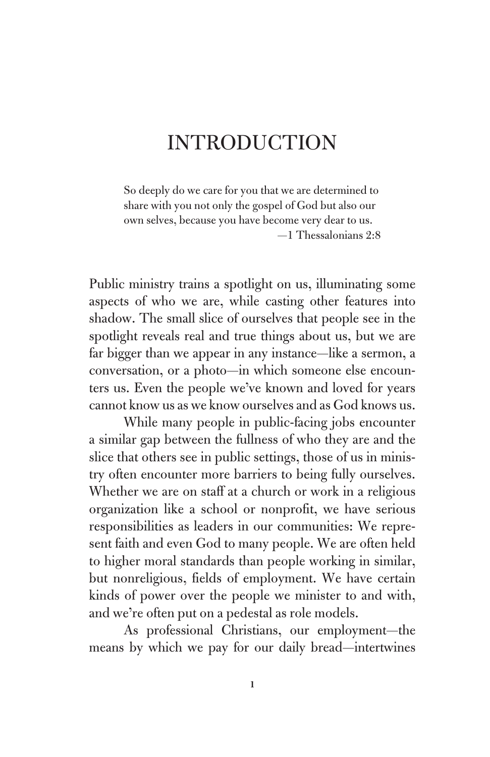# INTRODUCTION

> So deeply do we care for you that we are determined to share with you not only the gospel of God but also our own selves, because you have become very dear to us.
>
> —1 Thessalonians 2:8

Public ministry trains a spotlight on us, illuminating some aspects of who we are, while casting other features into shadow. The small slice of ourselves that people see in the spotlight reveals real and true things about us, but we are far bigger than we appear in any instance—like a sermon, a conversation, or a photo—in which someone else encounters us. Even the people we've known and loved for years cannot know us as we know ourselves and as God knows us.

While many people in public-facing jobs encounter a similar gap between the fullness of who they are and the slice that others see in public settings, those of us in ministry often encounter more barriers to being fully ourselves. Whether we are on staff at a church or work in a religious organization like a school or nonprofit, we have serious responsibilities as leaders in our communities: We represent faith and even God to many people. We are often held to higher moral standards than people working in similar, but nonreligious, fields of employment. We have certain kinds of power over the people we minister to and with, and we're often put on a pedestal as role models.

As professional Christians, our employment—the means by which we pay for our daily bread—intertwines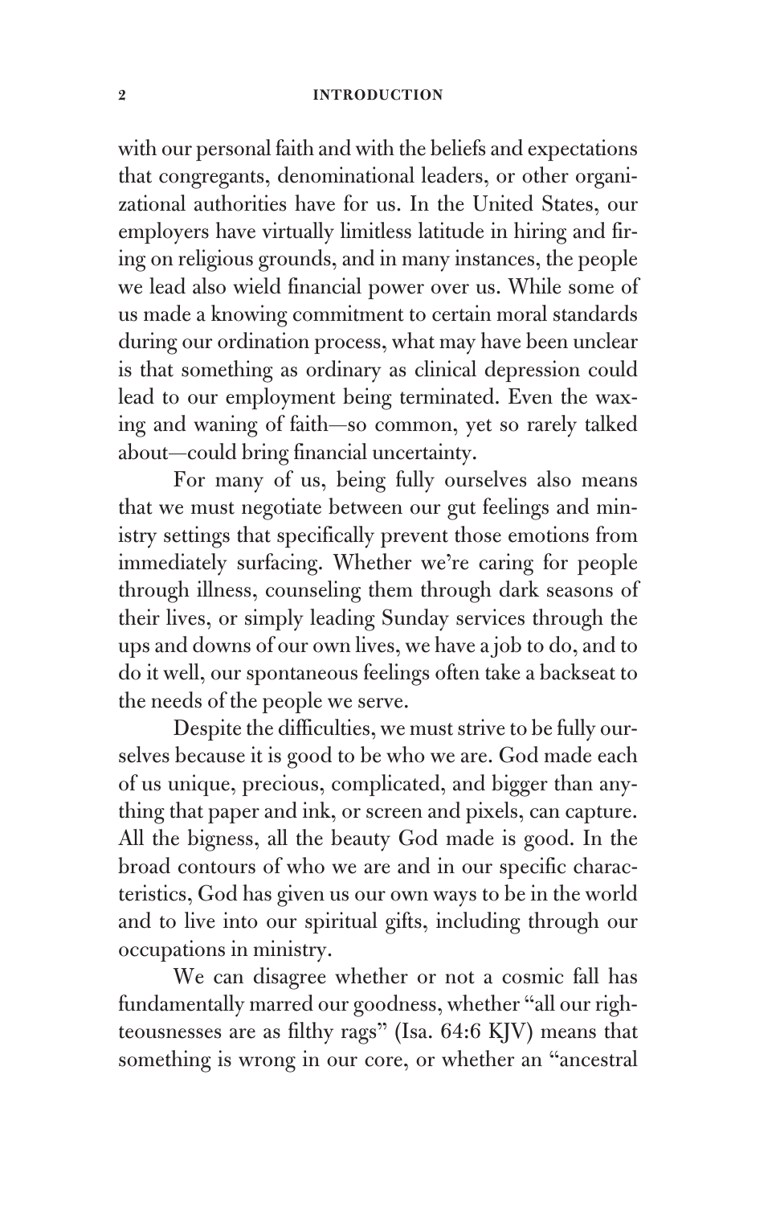with our personal faith and with the beliefs and expectations that congregants, denominational leaders, or other organizational authorities have for us. In the United States, our employers have virtually limitless latitude in hiring and firing on religious grounds, and in many instances, the people we lead also wield financial power over us. While some of us made a knowing commitment to certain moral standards during our ordination process, what may have been unclear is that something as ordinary as clinical depression could lead to our employment being terminated. Even the waxing and waning of faith—so common, yet so rarely talked about—could bring financial uncertainty.

For many of us, being fully ourselves also means that we must negotiate between our gut feelings and ministry settings that specifically prevent those emotions from immediately surfacing. Whether we're caring for people through illness, counseling them through dark seasons of their lives, or simply leading Sunday services through the ups and downs of our own lives, we have a job to do, and to do it well, our spontaneous feelings often take a backseat to the needs of the people we serve.

Despite the difficulties, we must strive to be fully ourselves because it is good to be who we are. God made each of us unique, precious, complicated, and bigger than anything that paper and ink, or screen and pixels, can capture. All the bigness, all the beauty God made is good. In the broad contours of who we are and in our specific characteristics, God has given us our own ways to be in the world and to live into our spiritual gifts, including through our occupations in ministry.

We can disagree whether or not a cosmic fall has fundamentally marred our goodness, whether "all our righteousnesses are as filthy rags" (Isa. 64:6 KJV) means that something is wrong in our core, or whether an "ancestral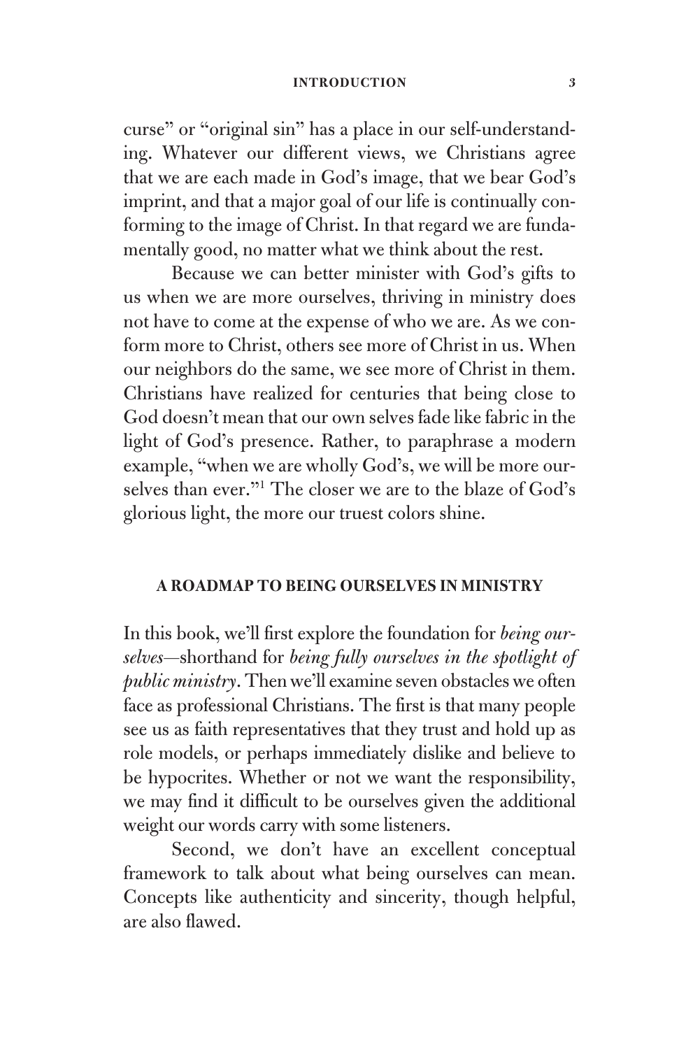curse" or "original sin" has a place in our self-understanding. Whatever our different views, we Christians agree that we are each made in God's image, that we bear God's imprint, and that a major goal of our life is continually conforming to the image of Christ. In that regard we are fundamentally good, no matter what we think about the rest.

Because we can better minister with God's gifts to us when we are more ourselves, thriving in ministry does not have to come at the expense of who we are. As we conform more to Christ, others see more of Christ in us. When our neighbors do the same, we see more of Christ in them. Christians have realized for centuries that being close to God doesn't mean that our own selves fade like fabric in the light of God's presence. Rather, to paraphrase a modern example, "when we are wholly God's, we will be more ourselves than ever."[1] The closer we are to the blaze of God's glorious light, the more our truest colors shine.

## A ROADMAP TO BEING OURSELVES IN MINISTRY

In this book, we'll first explore the foundation for *being ourselves*—shorthand for *being fully ourselves in the spotlight of public ministry*. Then we'll examine seven obstacles we often face as professional Christians. The first is that many people see us as faith representatives that they trust and hold up as role models, or perhaps immediately dislike and believe to be hypocrites. Whether or not we want the responsibility, we may find it difficult to be ourselves given the additional weight our words carry with some listeners.

Second, we don't have an excellent conceptual framework to talk about what being ourselves can mean. Concepts like authenticity and sincerity, though helpful, are also flawed.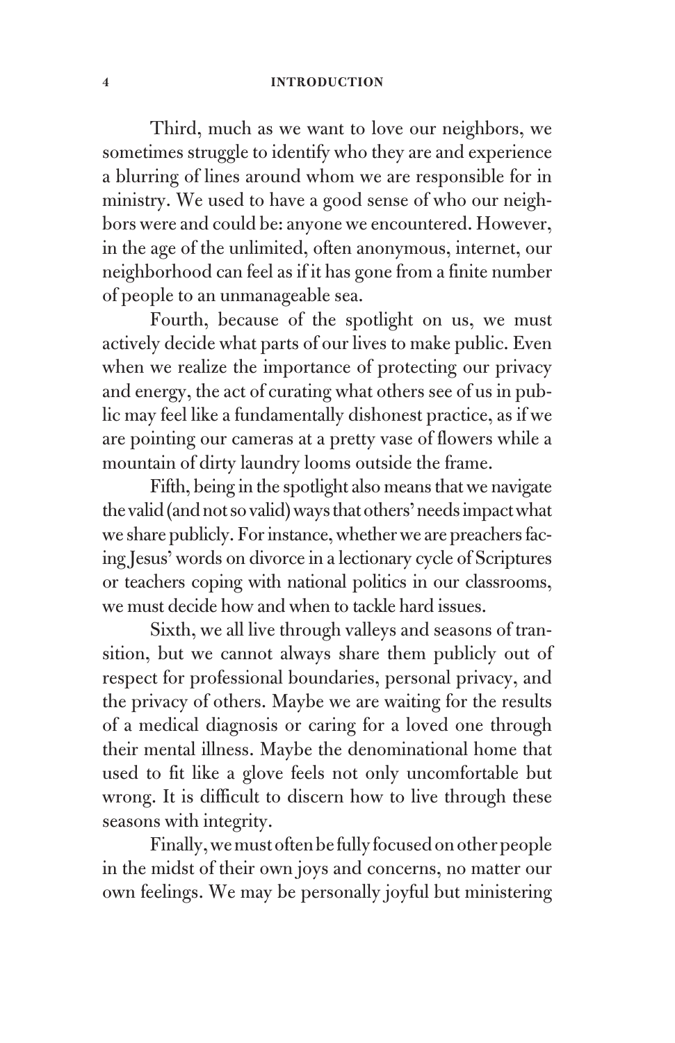Third, much as we want to love our neighbors, we sometimes struggle to identify who they are and experience a blurring of lines around whom we are responsible for in ministry. We used to have a good sense of who our neighbors were and could be: anyone we encountered. However, in the age of the unlimited, often anonymous, internet, our neighborhood can feel as if it has gone from a finite number of people to an unmanageable sea.

Fourth, because of the spotlight on us, we must actively decide what parts of our lives to make public. Even when we realize the importance of protecting our privacy and energy, the act of curating what others see of us in public may feel like a fundamentally dishonest practice, as if we are pointing our cameras at a pretty vase of flowers while a mountain of dirty laundry looms outside the frame.

Fifth, being in the spotlight also means that we navigate the valid (and not so valid) ways that others' needs impact what we share publicly. For instance, whether we are preachers facing Jesus' words on divorce in a lectionary cycle of Scriptures or teachers coping with national politics in our classrooms, we must decide how and when to tackle hard issues.

Sixth, we all live through valleys and seasons of transition, but we cannot always share them publicly out of respect for professional boundaries, personal privacy, and the privacy of others. Maybe we are waiting for the results of a medical diagnosis or caring for a loved one through their mental illness. Maybe the denominational home that used to fit like a glove feels not only uncomfortable but wrong. It is difficult to discern how to live through these seasons with integrity.

Finally, we must often be fully focused on other people in the midst of their own joys and concerns, no matter our own feelings. We may be personally joyful but ministering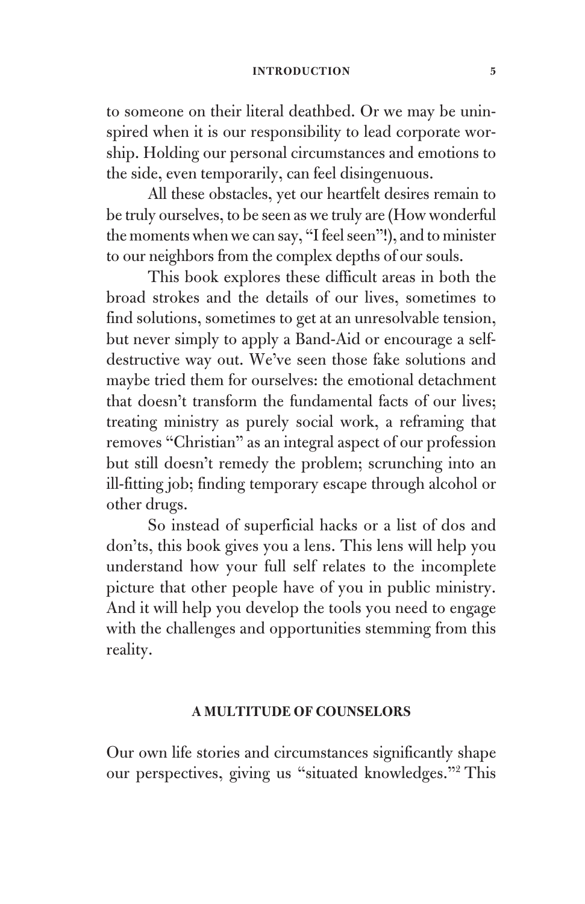to someone on their literal deathbed. Or we may be uninspired when it is our responsibility to lead corporate worship. Holding our personal circumstances and emotions to the side, even temporarily, can feel disingenuous.

All these obstacles, yet our heartfelt desires remain to be truly ourselves, to be seen as we truly are (How wonderful the moments when we can say, "I feel seen"!), and to minister to our neighbors from the complex depths of our souls.

This book explores these difficult areas in both the broad strokes and the details of our lives, sometimes to find solutions, sometimes to get at an unresolvable tension, but never simply to apply a Band-Aid or encourage a self-destructive way out. We've seen those fake solutions and maybe tried them for ourselves: the emotional detachment that doesn't transform the fundamental facts of our lives; treating ministry as purely social work, a reframing that removes "Christian" as an integral aspect of our profession but still doesn't remedy the problem; scrunching into an ill-fitting job; finding temporary escape through alcohol or other drugs.

So instead of superficial hacks or a list of dos and don'ts, this book gives you a lens. This lens will help you understand how your full self relates to the incomplete picture that other people have of you in public ministry. And it will help you develop the tools you need to engage with the challenges and opportunities stemming from this reality.

## A MULTITUDE OF COUNSELORS

Our own life stories and circumstances significantly shape our perspectives, giving us "situated knowledges."[2] This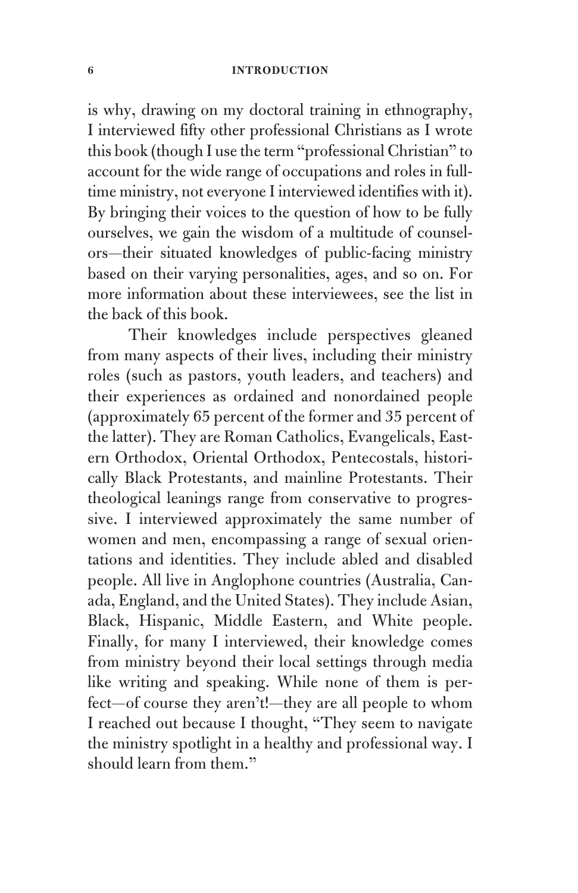is why, drawing on my doctoral training in ethnography, I interviewed fifty other professional Christians as I wrote this book (though I use the term "professional Christian" to account for the wide range of occupations and roles in full-time ministry, not everyone I interviewed identifies with it). By bringing their voices to the question of how to be fully ourselves, we gain the wisdom of a multitude of counselors—their situated knowledges of public-facing ministry based on their varying personalities, ages, and so on. For more information about these interviewees, see the list in the back of this book.

Their knowledges include perspectives gleaned from many aspects of their lives, including their ministry roles (such as pastors, youth leaders, and teachers) and their experiences as ordained and nonordained people (approximately 65 percent of the former and 35 percent of the latter). They are Roman Catholics, Evangelicals, Eastern Orthodox, Oriental Orthodox, Pentecostals, historically Black Protestants, and mainline Protestants. Their theological leanings range from conservative to progressive. I interviewed approximately the same number of women and men, encompassing a range of sexual orientations and identities. They include abled and disabled people. All live in Anglophone countries (Australia, Canada, England, and the United States). They include Asian, Black, Hispanic, Middle Eastern, and White people. Finally, for many I interviewed, their knowledge comes from ministry beyond their local settings through media like writing and speaking. While none of them is perfect—of course they aren't!—they are all people to whom I reached out because I thought, "They seem to navigate the ministry spotlight in a healthy and professional way. I should learn from them."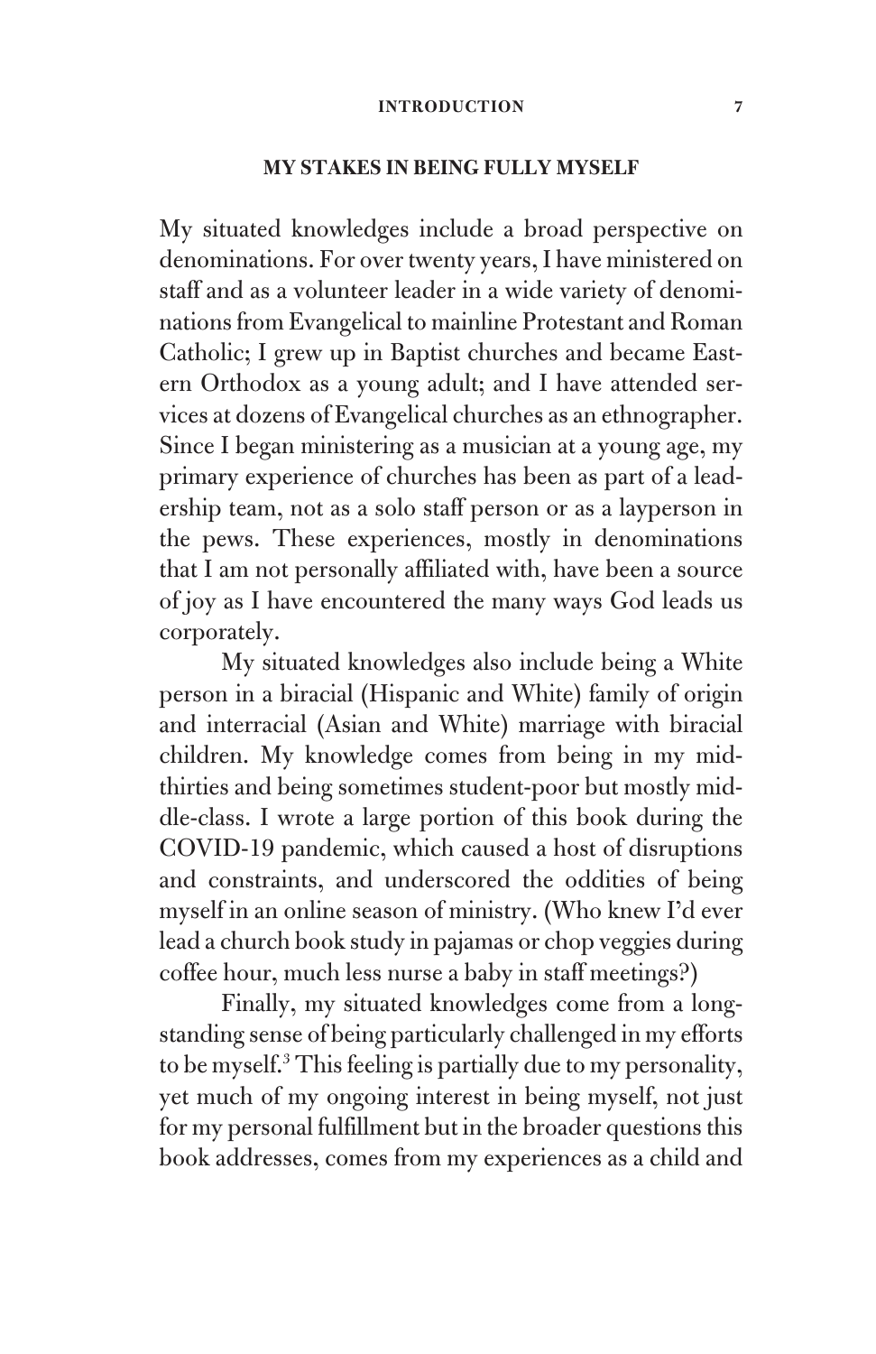## MY STAKES IN BEING FULLY MYSELF

My situated knowledges include a broad perspective on denominations. For over twenty years, I have ministered on staff and as a volunteer leader in a wide variety of denominations from Evangelical to mainline Protestant and Roman Catholic; I grew up in Baptist churches and became Eastern Orthodox as a young adult; and I have attended services at dozens of Evangelical churches as an ethnographer. Since I began ministering as a musician at a young age, my primary experience of churches has been as part of a leadership team, not as a solo staff person or as a layperson in the pews. These experiences, mostly in denominations that I am not personally affiliated with, have been a source of joy as I have encountered the many ways God leads us corporately.

My situated knowledges also include being a White person in a biracial (Hispanic and White) family of origin and interracial (Asian and White) marriage with biracial children. My knowledge comes from being in my mid-thirties and being sometimes student-poor but mostly middle-class. I wrote a large portion of this book during the COVID-19 pandemic, which caused a host of disruptions and constraints, and underscored the oddities of being myself in an online season of ministry. (Who knew I'd ever lead a church book study in pajamas or chop veggies during coffee hour, much less nurse a baby in staff meetings?)

Finally, my situated knowledges come from a longstanding sense of being particularly challenged in my efforts to be myself.[3] This feeling is partially due to my personality, yet much of my ongoing interest in being myself, not just for my personal fulfillment but in the broader questions this book addresses, comes from my experiences as a child and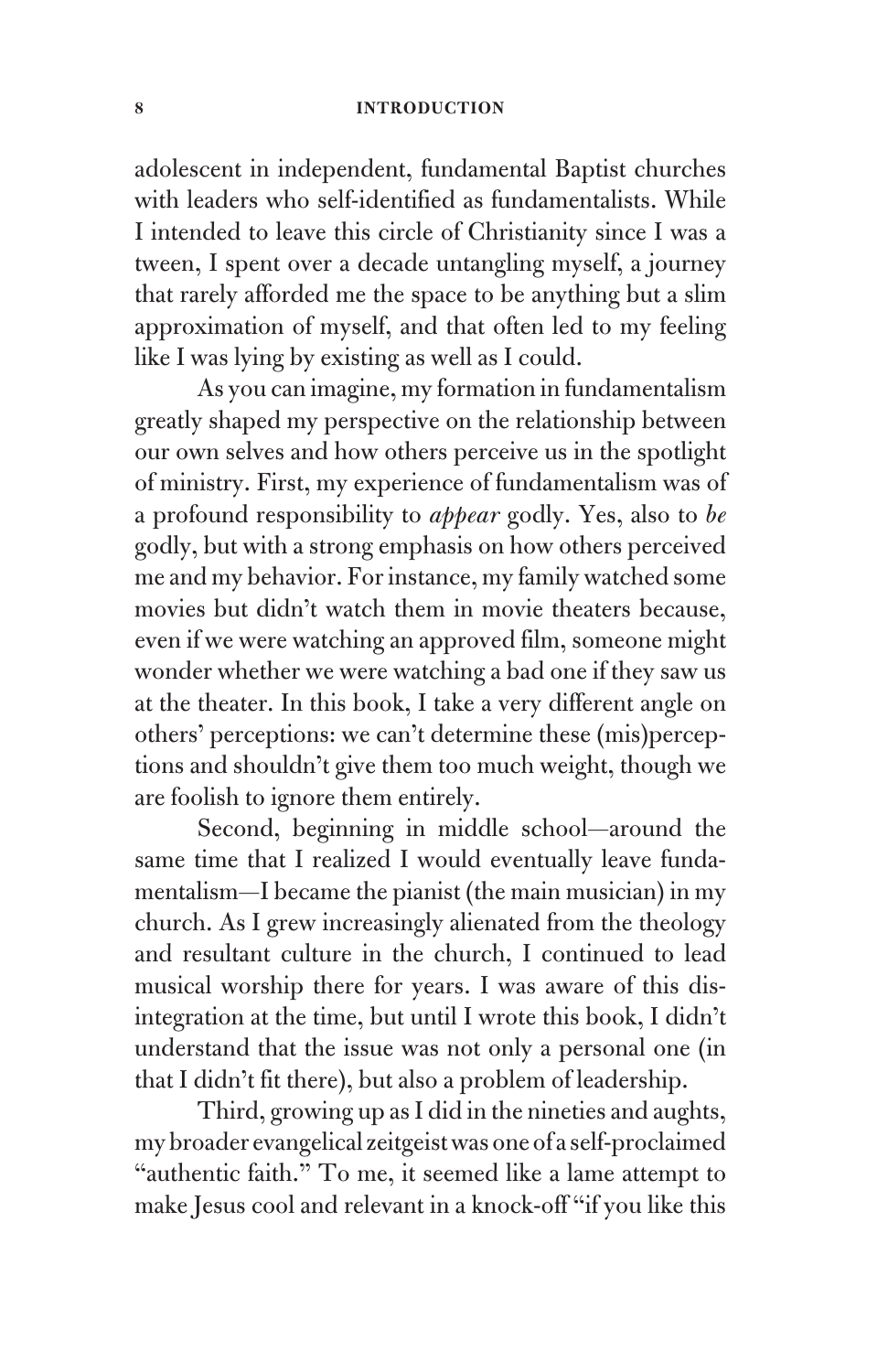adolescent in independent, fundamental Baptist churches with leaders who self-identified as fundamentalists. While I intended to leave this circle of Christianity since I was a tween, I spent over a decade untangling myself, a journey that rarely afforded me the space to be anything but a slim approximation of myself, and that often led to my feeling like I was lying by existing as well as I could.

As you can imagine, my formation in fundamentalism greatly shaped my perspective on the relationship between our own selves and how others perceive us in the spotlight of ministry. First, my experience of fundamentalism was of a profound responsibility to *appear* godly. Yes, also to *be* godly, but with a strong emphasis on how others perceived me and my behavior. For instance, my family watched some movies but didn't watch them in movie theaters because, even if we were watching an approved film, someone might wonder whether we were watching a bad one if they saw us at the theater. In this book, I take a very different angle on others' perceptions: we can't determine these (mis)perceptions and shouldn't give them too much weight, though we are foolish to ignore them entirely.

Second, beginning in middle school—around the same time that I realized I would eventually leave fundamentalism—I became the pianist (the main musician) in my church. As I grew increasingly alienated from the theology and resultant culture in the church, I continued to lead musical worship there for years. I was aware of this disintegration at the time, but until I wrote this book, I didn't understand that the issue was not only a personal one (in that I didn't fit there), but also a problem of leadership.

Third, growing up as I did in the nineties and aughts, my broader evangelical zeitgeist was one of a self-proclaimed "authentic faith." To me, it seemed like a lame attempt to make Jesus cool and relevant in a knock-off "if you like this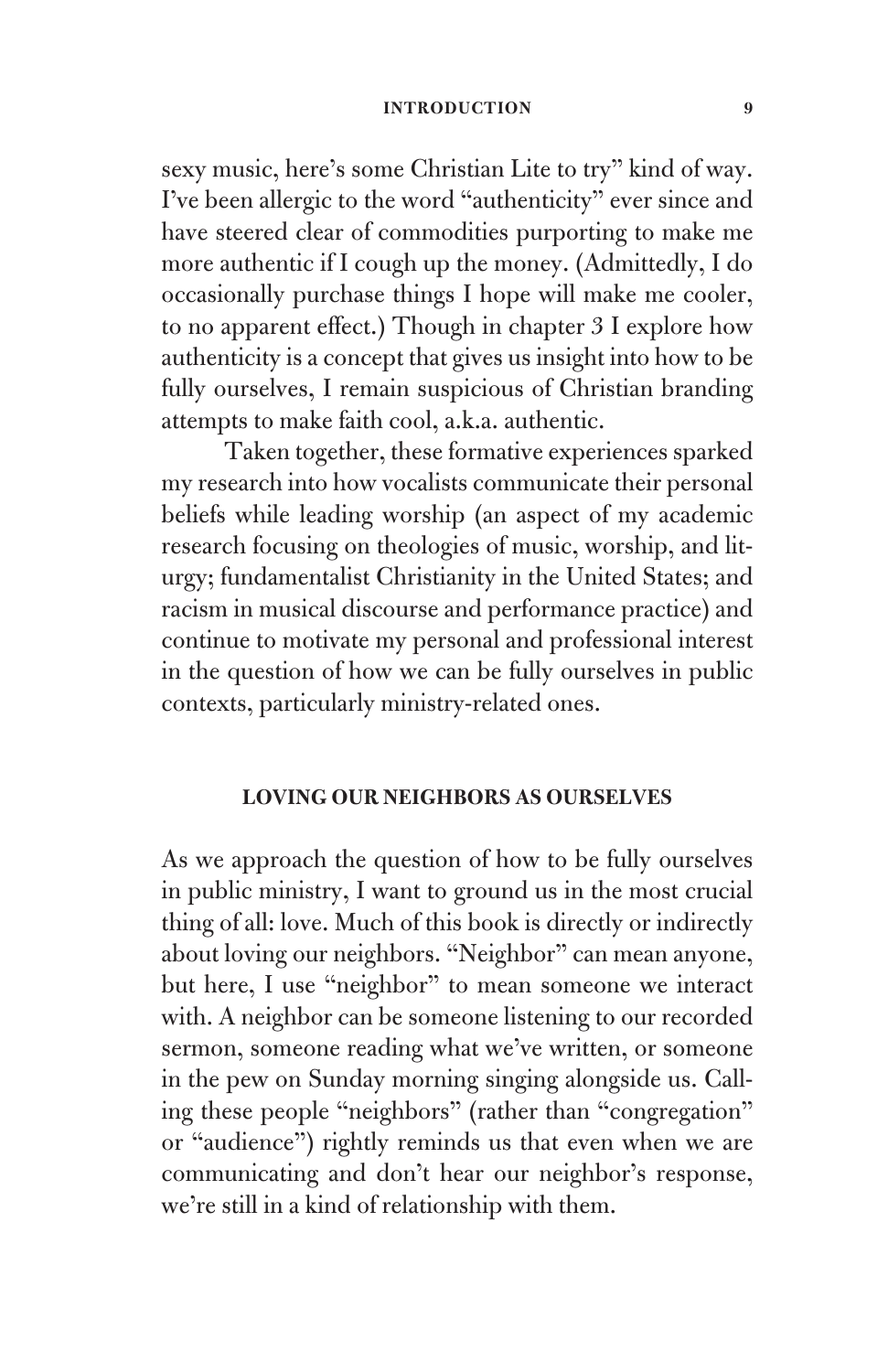sexy music, here's some Christian Lite to try" kind of way. I've been allergic to the word "authenticity" ever since and have steered clear of commodities purporting to make me more authentic if I cough up the money. (Admittedly, I do occasionally purchase things I hope will make me cooler, to no apparent effect.) Though in chapter 3 I explore how authenticity is a concept that gives us insight into how to be fully ourselves, I remain suspicious of Christian branding attempts to make faith cool, a.k.a. authentic.

Taken together, these formative experiences sparked my research into how vocalists communicate their personal beliefs while leading worship (an aspect of my academic research focusing on theologies of music, worship, and liturgy; fundamentalist Christianity in the United States; and racism in musical discourse and performance practice) and continue to motivate my personal and professional interest in the question of how we can be fully ourselves in public contexts, particularly ministry-related ones.

## LOVING OUR NEIGHBORS AS OURSELVES

As we approach the question of how to be fully ourselves in public ministry, I want to ground us in the most crucial thing of all: love. Much of this book is directly or indirectly about loving our neighbors. "Neighbor" can mean anyone, but here, I use "neighbor" to mean someone we interact with. A neighbor can be someone listening to our recorded sermon, someone reading what we've written, or someone in the pew on Sunday morning singing alongside us. Calling these people "neighbors" (rather than "congregation" or "audience") rightly reminds us that even when we are communicating and don't hear our neighbor's response, we're still in a kind of relationship with them.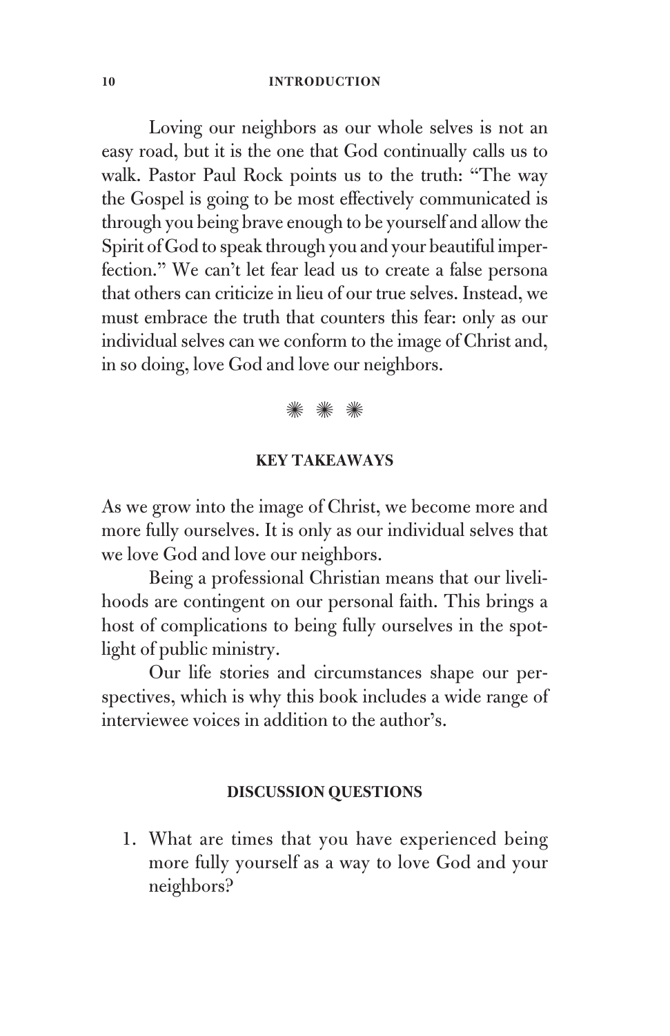Loving our neighbors as our whole selves is not an easy road, but it is the one that God continually calls us to walk. Pastor Paul Rock points us to the truth: "The way the Gospel is going to be most effectively communicated is through you being brave enough to be yourself and allow the Spirit of God to speak through you and your beautiful imperfection." We can't let fear lead us to create a false persona that others can criticize in lieu of our true selves. Instead, we must embrace the truth that counters this fear: only as our individual selves can we conform to the image of Christ and, in so doing, love God and love our neighbors.

✳ ✳ ✳

### KEY TAKEAWAYS

As we grow into the image of Christ, we become more and more fully ourselves. It is only as our individual selves that we love God and love our neighbors.

Being a professional Christian means that our livelihoods are contingent on our personal faith. This brings a host of complications to being fully ourselves in the spotlight of public ministry.

Our life stories and circumstances shape our perspectives, which is why this book includes a wide range of interviewee voices in addition to the author's.

### DISCUSSION QUESTIONS

1. What are times that you have experienced being more fully yourself as a way to love God and your neighbors?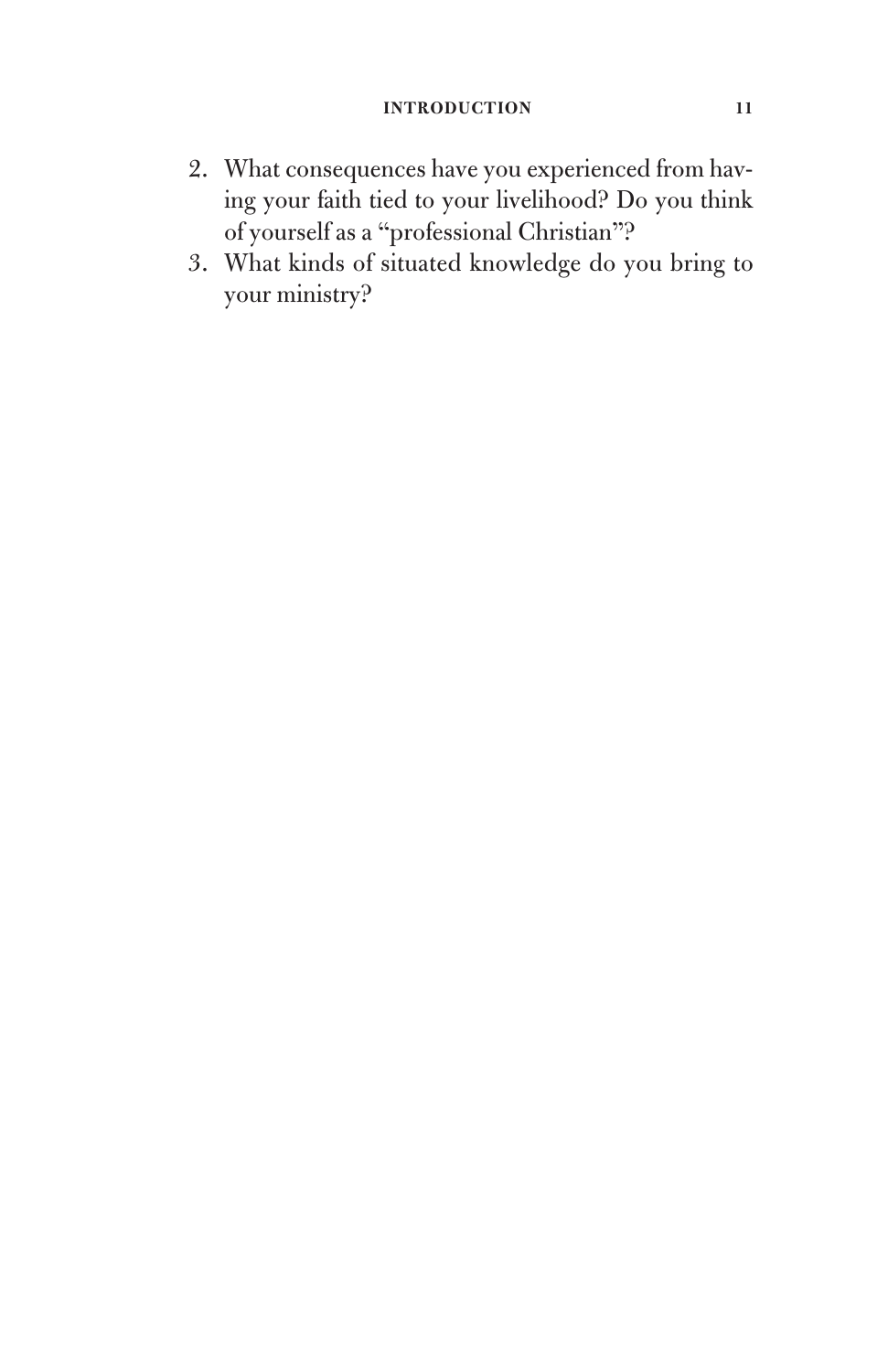2. What consequences have you experienced from having your faith tied to your livelihood? Do you think of yourself as a “professional Christian”?
3. What kinds of situated knowledge do you bring to your ministry?